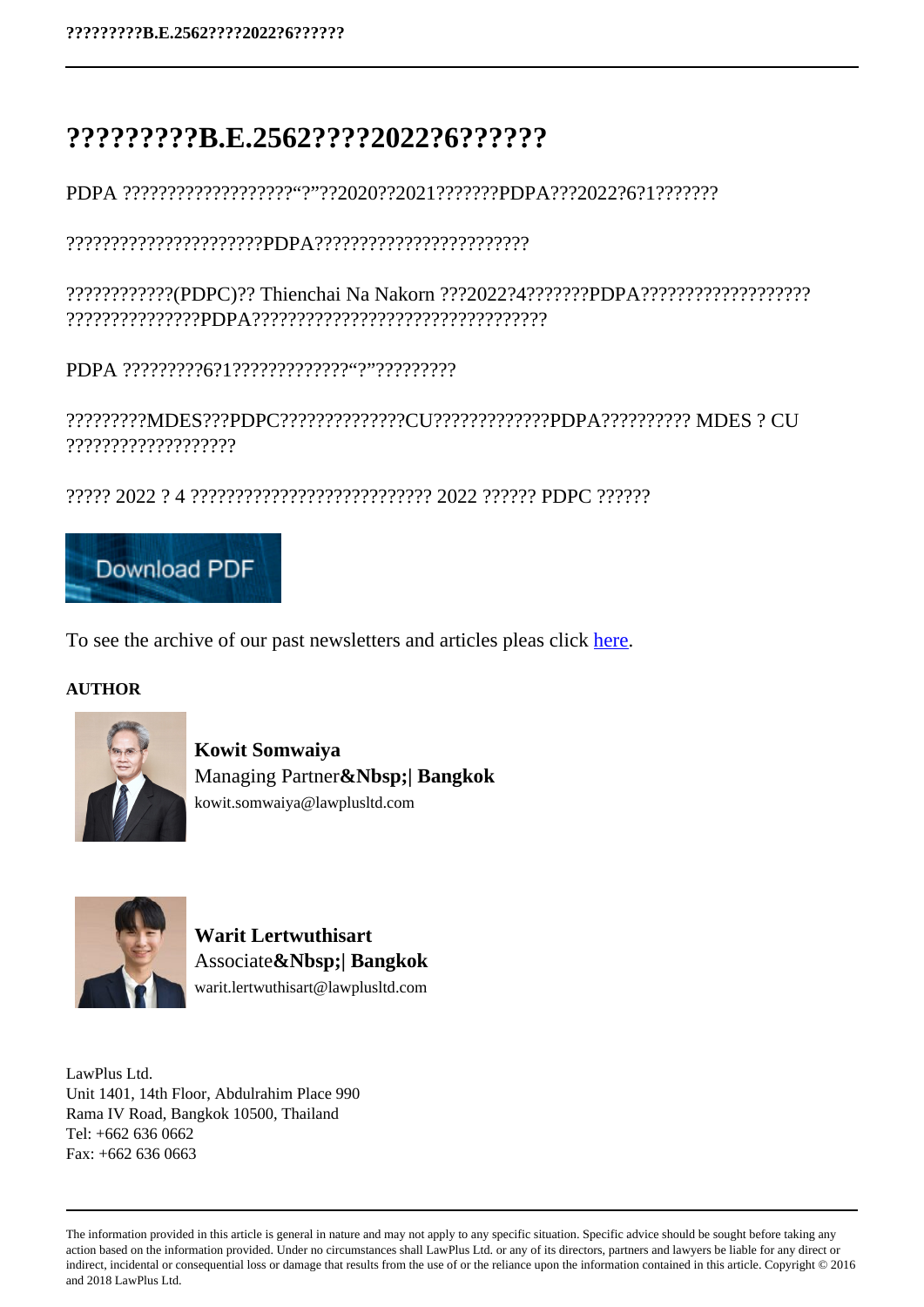# ?????????B.E.2562????2022?6??????

PDPA ???????????????????“?”??2020??2021???????PDPA???2022?6?1???????

??????????????????????PDPA????????????????????????

????????????(PDPC)?? Thienchai Na Nakorn ???2022?4???????PDPA??????????????????? ???????????????PDPA?????????????????????????????????

PDPA ?????????6?1?????????????“?”?????????

?????????MDES???PDPC??????????????CU?????????????PDPA?????????? MDES ? CU ???????????????????

????? 2022 ? 4 ??????????????????????????? 2022 ?????? PDPC ??????

Download PDF

To see the archive of our past newsletters and articles pleas click here.

**AUTHOR**

**Kowit Somwaiya**
Managing Partner**&Nbsp;| Bangkok**
kowit.somwaiya@lawplusltd.com

**Warit Lertwuthisart**
Associate**&Nbsp;| Bangkok**
warit.lertwuthisart@lawplusltd.com

LawPlus Ltd.
Unit 1401, 14th Floor, Abdulrahim Place 990
Rama IV Road, Bangkok 10500, Thailand
Tel: +662 636 0662
Fax: +662 636 0663

The information provided in this article is general in nature and may not apply to any specific situation. Specific advice should be sought before taking any action based on the information provided. Under no circumstances shall LawPlus Ltd. or any of its directors, partners and lawyers be liable for any direct or indirect, incidental or consequential loss or damage that results from the use of or the reliance upon the information contained in this article. Copyright © 2016 and 2018 LawPlus Ltd.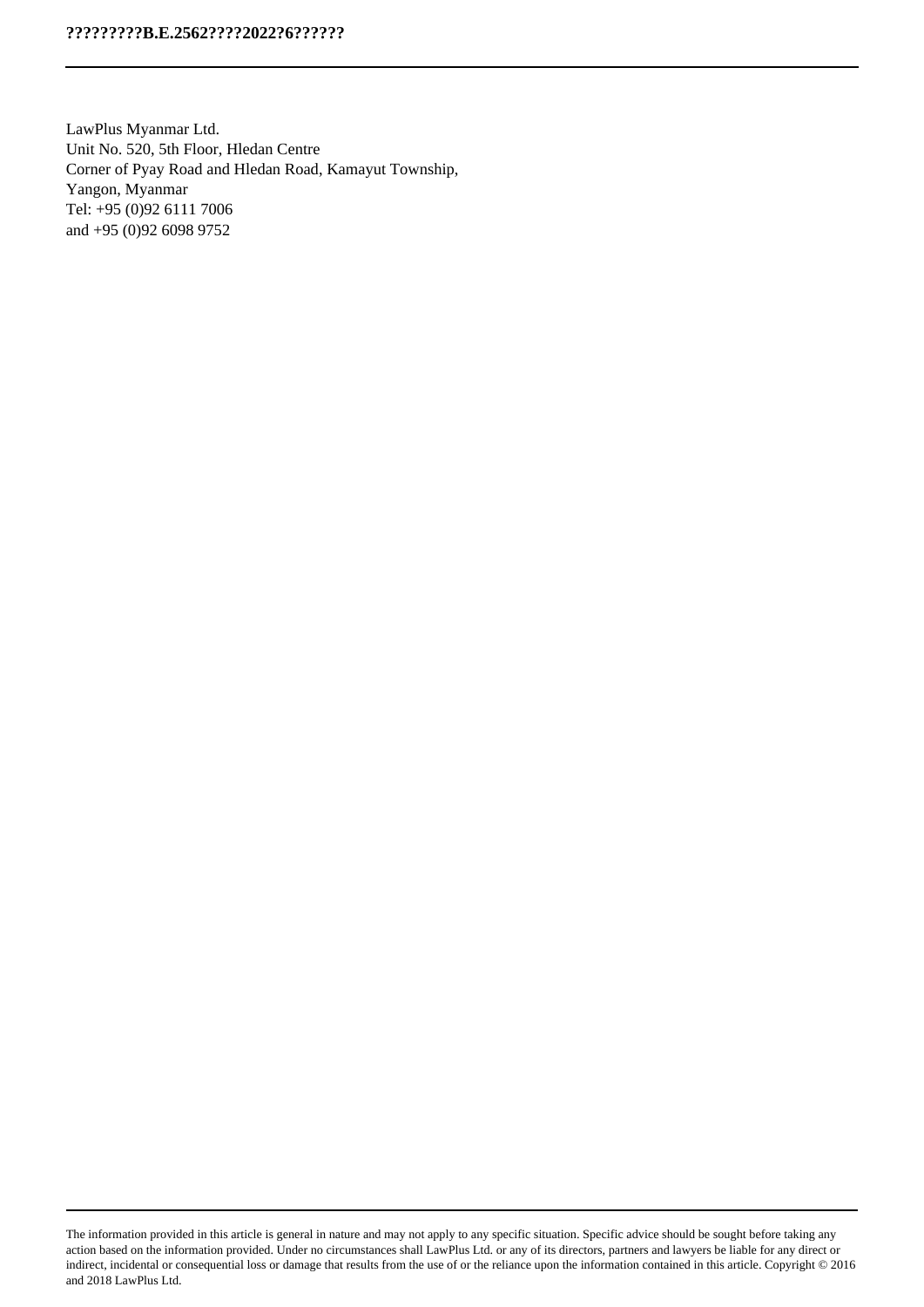LawPlus Myanmar Ltd.
Unit No. 520, 5th Floor, Hledan Centre
Corner of Pyay Road and Hledan Road, Kamayut Township,
Yangon, Myanmar
Tel: +95 (0)92 6111 7006
and +95 (0)92 6098 9752

---

The information provided in this article is general in nature and may not apply to any specific situation. Specific advice should be sought before taking any action based on the information provided. Under no circumstances shall LawPlus Ltd. or any of its directors, partners and lawyers be liable for any direct or indirect, incidental or consequential loss or damage that results from the use of or the reliance upon the information contained in this article. Copyright © 2016 and 2018 LawPlus Ltd.